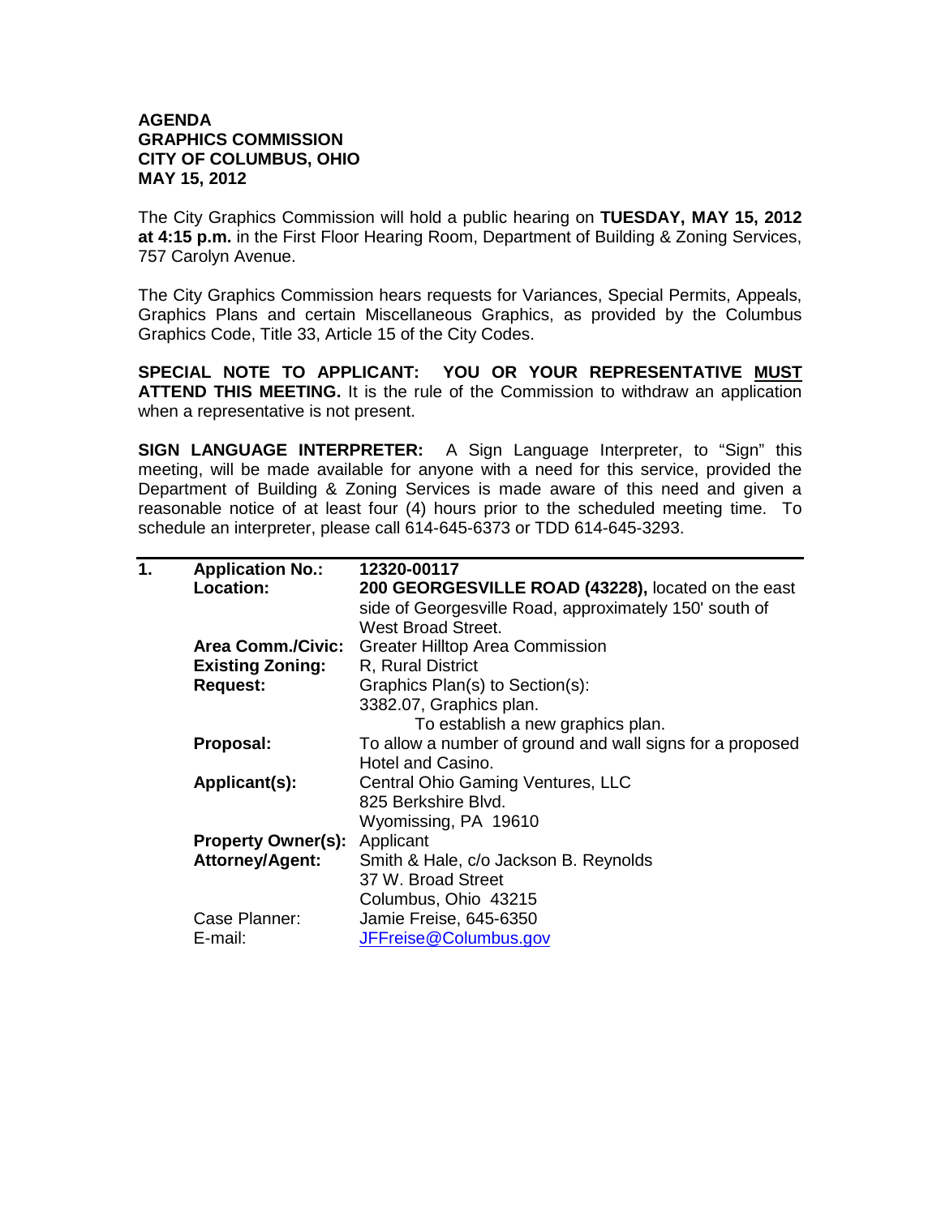**AGENDA**
**GRAPHICS COMMISSION**
**CITY OF COLUMBUS, OHIO**
**MAY 15, 2012**

The City Graphics Commission will hold a public hearing on **TUESDAY, MAY 15, 2012 at 4:15 p.m.** in the First Floor Hearing Room, Department of Building & Zoning Services, 757 Carolyn Avenue.

The City Graphics Commission hears requests for Variances, Special Permits, Appeals, Graphics Plans and certain Miscellaneous Graphics, as provided by the Columbus Graphics Code, Title 33, Article 15 of the City Codes.

**SPECIAL NOTE TO APPLICANT: YOU OR YOUR REPRESENTATIVE MUST ATTEND THIS MEETING.** It is the rule of the Commission to withdraw an application when a representative is not present.

**SIGN LANGUAGE INTERPRETER:** A Sign Language Interpreter, to "Sign" this meeting, will be made available for anyone with a need for this service, provided the Department of Building & Zoning Services is made aware of this need and given a reasonable notice of at least four (4) hours prior to the scheduled meeting time. To schedule an interpreter, please call 614-645-6373 or TDD 614-645-3293.

---

| | | |
|---|---|---|
| **1.** | **Application No.:** | **12320-00117** |
| | **Location:** | **200 GEORGESVILLE ROAD (43228),** located on the east side of Georgesville Road, approximately 150' south of West Broad Street. |
| | **Area Comm./Civic:** | Greater Hilltop Area Commission |
| | **Existing Zoning:** | R, Rural District |
| | **Request:** | Graphics Plan(s) to Section(s): 3382.07, Graphics plan. To establish a new graphics plan. |
| | **Proposal:** | To allow a number of ground and wall signs for a proposed Hotel and Casino. |
| | **Applicant(s):** | Central Ohio Gaming Ventures, LLC<br>825 Berkshire Blvd.<br>Wyomissing, PA 19610 |
| | **Property Owner(s):** | Applicant |
| | **Attorney/Agent:** | Smith & Hale, c/o Jackson B. Reynolds<br>37 W. Broad Street<br>Columbus, Ohio 43215 |
| | Case Planner: | Jamie Freise, 645-6350 |
| | E-mail: | JFFreise@Columbus.gov |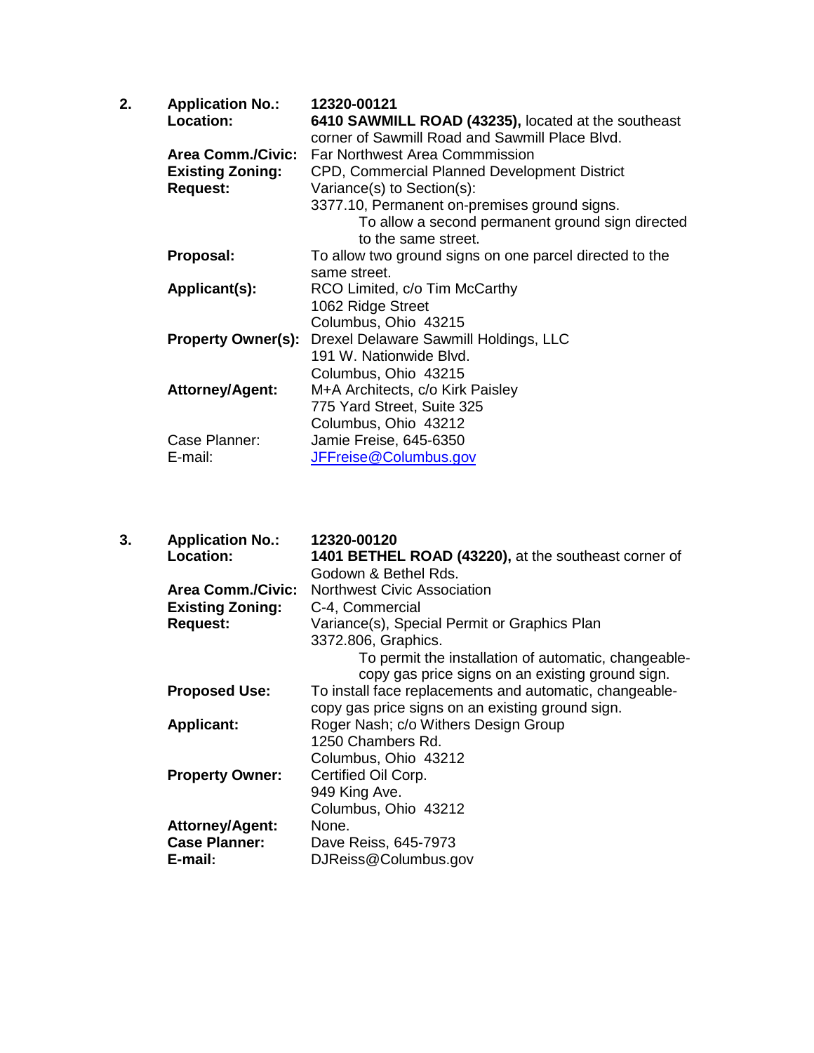**2.** **Application No.:** **12320-00121**

**Location:** **6410 SAWMILL ROAD (43235),** located at the southeast corner of Sawmill Road and Sawmill Place Blvd.

**Area Comm./Civic:** Far Northwest Area Commmission

**Existing Zoning:** CPD, Commercial Planned Development District

**Request:** Variance(s) to Section(s):

3377.10, Permanent on-premises ground signs.

To allow a second permanent ground sign directed to the same street.

**Proposal:** To allow two ground signs on one parcel directed to the same street.

**Applicant(s):** RCO Limited, c/o Tim McCarthy
1062 Ridge Street
Columbus, Ohio 43215

**Property Owner(s):** Drexel Delaware Sawmill Holdings, LLC
191 W. Nationwide Blvd.
Columbus, Ohio 43215

**Attorney/Agent:** M+A Architects, c/o Kirk Paisley
775 Yard Street, Suite 325
Columbus, Ohio 43212

Case Planner: Jamie Freise, 645-6350

E-mail: JFFreise@Columbus.gov

**3.** **Application No.:** **12320-00120**

**Location:** **1401 BETHEL ROAD (43220),** at the southeast corner of Godown & Bethel Rds.

**Area Comm./Civic:** Northwest Civic Association

**Existing Zoning:** C-4, Commercial

**Request:** Variance(s), Special Permit or Graphics Plan

3372.806, Graphics.

To permit the installation of automatic, changeable-copy gas price signs on an existing ground sign.

**Proposed Use:** To install face replacements and automatic, changeable-copy gas price signs on an existing ground sign.

**Applicant:** Roger Nash; c/o Withers Design Group
1250 Chambers Rd.
Columbus, Ohio 43212

**Property Owner:** Certified Oil Corp.
949 King Ave.
Columbus, Ohio 43212

**Attorney/Agent:** None.

**Case Planner:** Dave Reiss, 645-7973

**E-mail:** DJReiss@Columbus.gov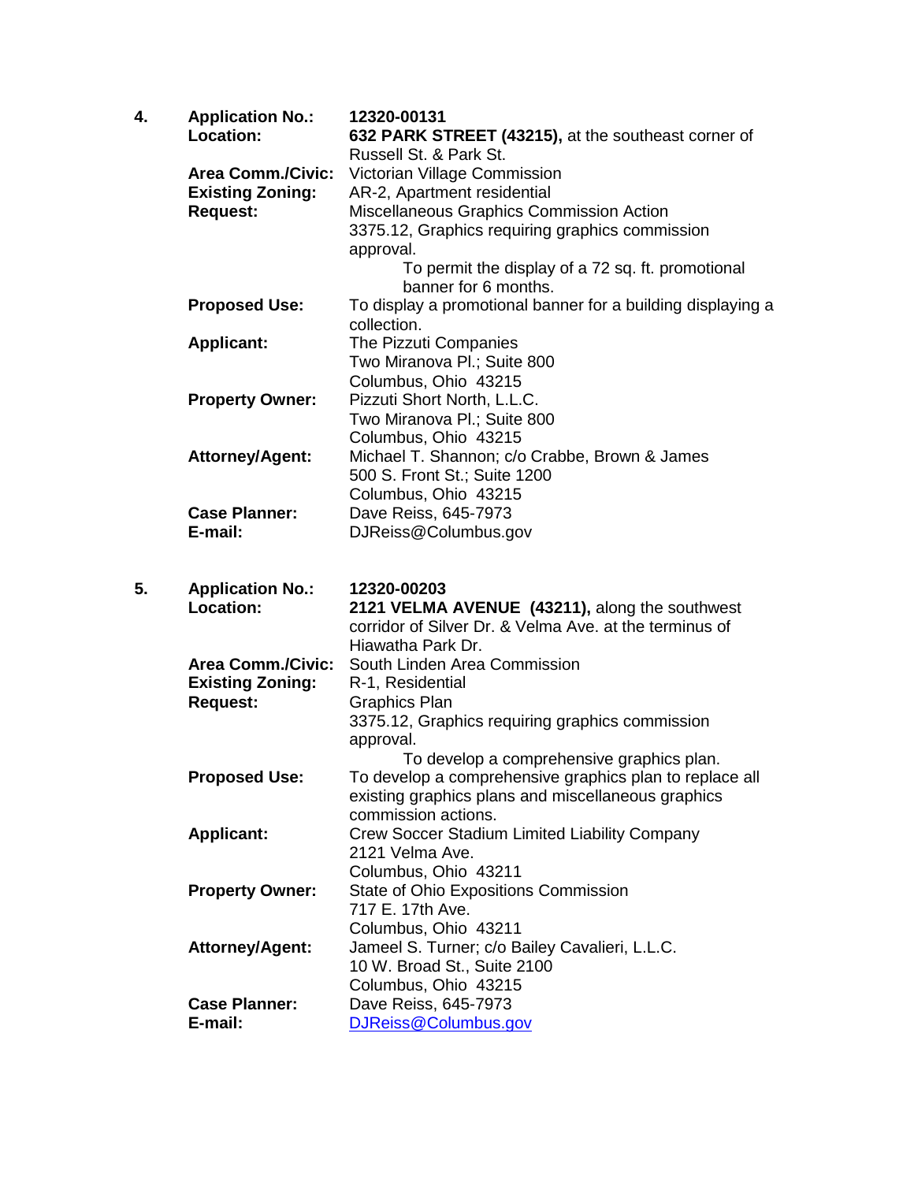4. **Application No.:** **12320-00131**

**Location:** **632 PARK STREET (43215),** at the southeast corner of Russell St. & Park St.

**Area Comm./Civic:** Victorian Village Commission

**Existing Zoning:** AR-2, Apartment residential

**Request:** Miscellaneous Graphics Commission Action
3375.12, Graphics requiring graphics commission approval.
To permit the display of a 72 sq. ft. promotional banner for 6 months.

**Proposed Use:** To display a promotional banner for a building displaying a collection.

**Applicant:** The Pizzuti Companies
Two Miranova Pl.; Suite 800
Columbus, Ohio 43215

**Property Owner:** Pizzuti Short North, L.L.C.
Two Miranova Pl.; Suite 800
Columbus, Ohio 43215

**Attorney/Agent:** Michael T. Shannon; c/o Crabbe, Brown & James
500 S. Front St.; Suite 1200
Columbus, Ohio 43215

**Case Planner:** Dave Reiss, 645-7973

**E-mail:** DJReiss@Columbus.gov

5. **Application No.:** **12320-00203**

**Location:** **2121 VELMA AVENUE (43211),** along the southwest corridor of Silver Dr. & Velma Ave. at the terminus of Hiawatha Park Dr.

**Area Comm./Civic:** South Linden Area Commission

**Existing Zoning:** R-1, Residential

**Request:** Graphics Plan
3375.12, Graphics requiring graphics commission approval.
To develop a comprehensive graphics plan.

**Proposed Use:** To develop a comprehensive graphics plan to replace all existing graphics plans and miscellaneous graphics commission actions.

**Applicant:** Crew Soccer Stadium Limited Liability Company
2121 Velma Ave.
Columbus, Ohio 43211

**Property Owner:** State of Ohio Expositions Commission
717 E. 17th Ave.
Columbus, Ohio 43211

**Attorney/Agent:** Jameel S. Turner; c/o Bailey Cavalieri, L.L.C.
10 W. Broad St., Suite 2100
Columbus, Ohio 43215

**Case Planner:** Dave Reiss, 645-7973

**E-mail:** DJReiss@Columbus.gov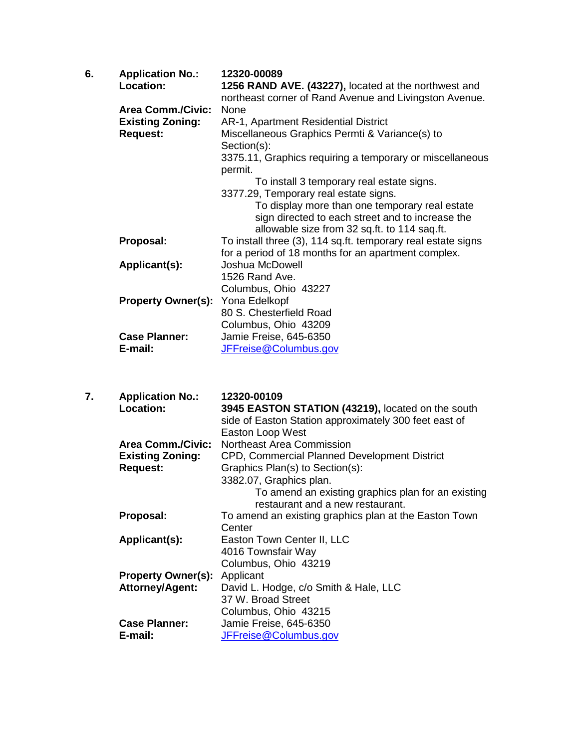6. **Application No.:** **12320-00089**

**Location:** **1256 RAND AVE. (43227),** located at the northwest and northeast corner of Rand Avenue and Livingston Avenue.

**Area Comm./Civic:** None

**Existing Zoning:** AR-1, Apartment Residential District

**Request:** Miscellaneous Graphics Permti & Variance(s) to Section(s):

3375.11, Graphics requiring a temporary or miscellaneous permit.

To install 3 temporary real estate signs.

3377.29, Temporary real estate signs.

To display more than one temporary real estate sign directed to each street and to increase the allowable size from 32 sq.ft. to 114 saq.ft.

**Proposal:** To install three (3), 114 sq.ft. temporary real estate signs for a period of 18 months for an apartment complex.

**Applicant(s):** Joshua McDowell
1526 Rand Ave.
Columbus, Ohio 43227

**Property Owner(s):** Yona Edelkopf
80 S. Chesterfield Road
Columbus, Ohio 43209

**Case Planner:** Jamie Freise, 645-6350

**E-mail:** JFFreise@Columbus.gov

7. **Application No.:** **12320-00109**

**Location:** **3945 EASTON STATION (43219),** located on the south side of Easton Station approximately 300 feet east of Easton Loop West

**Area Comm./Civic:** Northeast Area Commission

**Existing Zoning:** CPD, Commercial Planned Development District

**Request:** Graphics Plan(s) to Section(s):

3382.07, Graphics plan.

To amend an existing graphics plan for an existing restaurant and a new restaurant.

**Proposal:** To amend an existing graphics plan at the Easton Town Center

**Applicant(s):** Easton Town Center II, LLC
4016 Townsfair Way
Columbus, Ohio 43219

**Property Owner(s):** Applicant

**Attorney/Agent:** David L. Hodge, c/o Smith & Hale, LLC
37 W. Broad Street
Columbus, Ohio 43215

**Case Planner:** Jamie Freise, 645-6350

**E-mail:** JFFreise@Columbus.gov